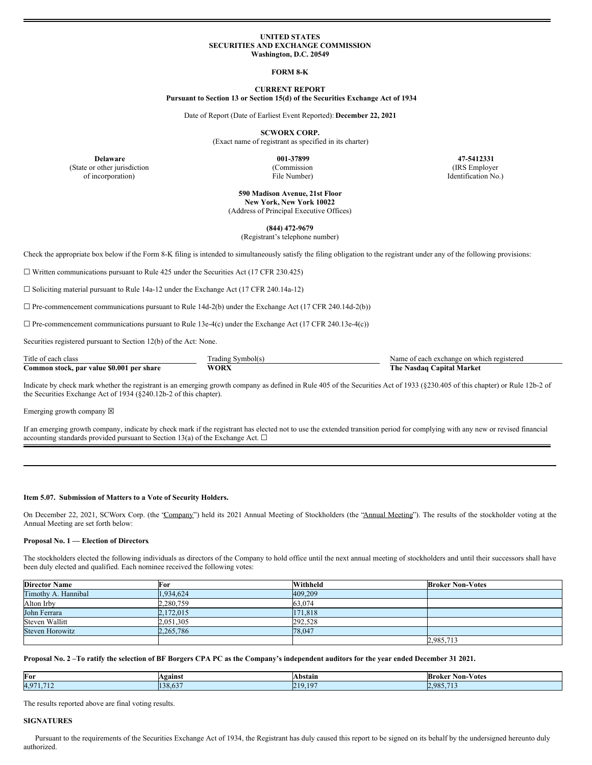# UNITED STATES
# SECURITIES AND EXCHANGE COMMISSION
**Washington, D.C. 20549**

## FORM 8-K

**CURRENT REPORT**
**Pursuant to Section 13 or Section 15(d) of the Securities Exchange Act of 1934**

Date of Report (Date of Earliest Event Reported): **December 22, 2021**

**SCWORX CORP.**
(Exact name of registrant as specified in its charter)

| **Delaware** | **001-37899** | **47-5412331** |
|---|---|---|
| (State or other jurisdiction of incorporation) | (Commission File Number) | (IRS Employer Identification No.) |

**590 Madison Avenue, 21st Floor**
**New York, New York 10022**
(Address of Principal Executive Offices)

**(844) 472-9679**
(Registrant's telephone number)

Check the appropriate box below if the Form 8-K filing is intended to simultaneously satisfy the filing obligation to the registrant under any of the following provisions:

☐ Written communications pursuant to Rule 425 under the Securities Act (17 CFR 230.425)

☐ Soliciting material pursuant to Rule 14a-12 under the Exchange Act (17 CFR 240.14a-12)

☐ Pre-commencement communications pursuant to Rule 14d-2(b) under the Exchange Act (17 CFR 240.14d-2(b))

☐ Pre-commencement communications pursuant to Rule 13e-4(c) under the Exchange Act (17 CFR 240.13e-4(c))

Securities registered pursuant to Section 12(b) of the Act: None.

| Title of each class | Trading Symbol(s) | Name of each exchange on which registered |
|---|---|---|
| **Common stock, par value $0.001 per share** | **WORX** | **The Nasdaq Capital Market** |

Indicate by check mark whether the registrant is an emerging growth company as defined in Rule 405 of the Securities Act of 1933 (§230.405 of this chapter) or Rule 12b-2 of the Securities Exchange Act of 1934 (§240.12b-2 of this chapter).

Emerging growth company ☒

If an emerging growth company, indicate by check mark if the registrant has elected not to use the extended transition period for complying with any new or revised financial accounting standards provided pursuant to Section 13(a) of the Exchange Act. ☐

---

### Item 5.07. Submission of Matters to a Vote of Security Holders.

On December 22, 2021, SCWorx Corp. (the "Company") held its 2021 Annual Meeting of Stockholders (the "Annual Meeting"). The results of the stockholder voting at the Annual Meeting are set forth below:

**Proposal No. 1 — Election of Directors.**

The stockholders elected the following individuals as directors of the Company to hold office until the next annual meeting of stockholders and until their successors shall have been duly elected and qualified. Each nominee received the following votes:

| Director Name | For | Withheld | Broker Non-Votes |
|---|---|---|---|
| Timothy A. Hannibal | 1,934,624 | 409,209 | |
| Alton Irby | 2,280,759 | 63,074 | |
| John Ferrara | 2,172,015 | 171,818 | |
| Steven Wallitt | 2,051,305 | 292,528 | |
| Steven Horowitz | 2,265,786 | 78,047 | |
| | | | 2,985,713 |

**Proposal No. 2 –To ratify the selection of BF Borgers CPA PC as the Company's independent auditors for the year ended December 31 2021.**

| For | Against | Abstain | Broker Non-Votes |
|---|---|---|---|
| 4,971,712 | 138,637 | 219,197 | 2,985,713 |

The results reported above are final voting results.

**SIGNATURES**

Pursuant to the requirements of the Securities Exchange Act of 1934, the Registrant has duly caused this report to be signed on its behalf by the undersigned hereunto duly authorized.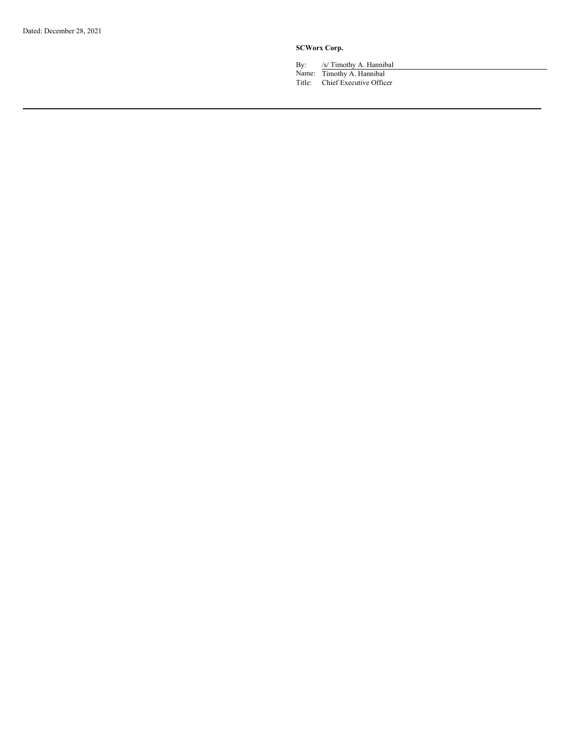Dated: December 28, 2021

**SCWorx Corp.**

By: /s/ Timothy A. Hannibal
Name: Timothy A. Hannibal
Title: Chief Executive Officer